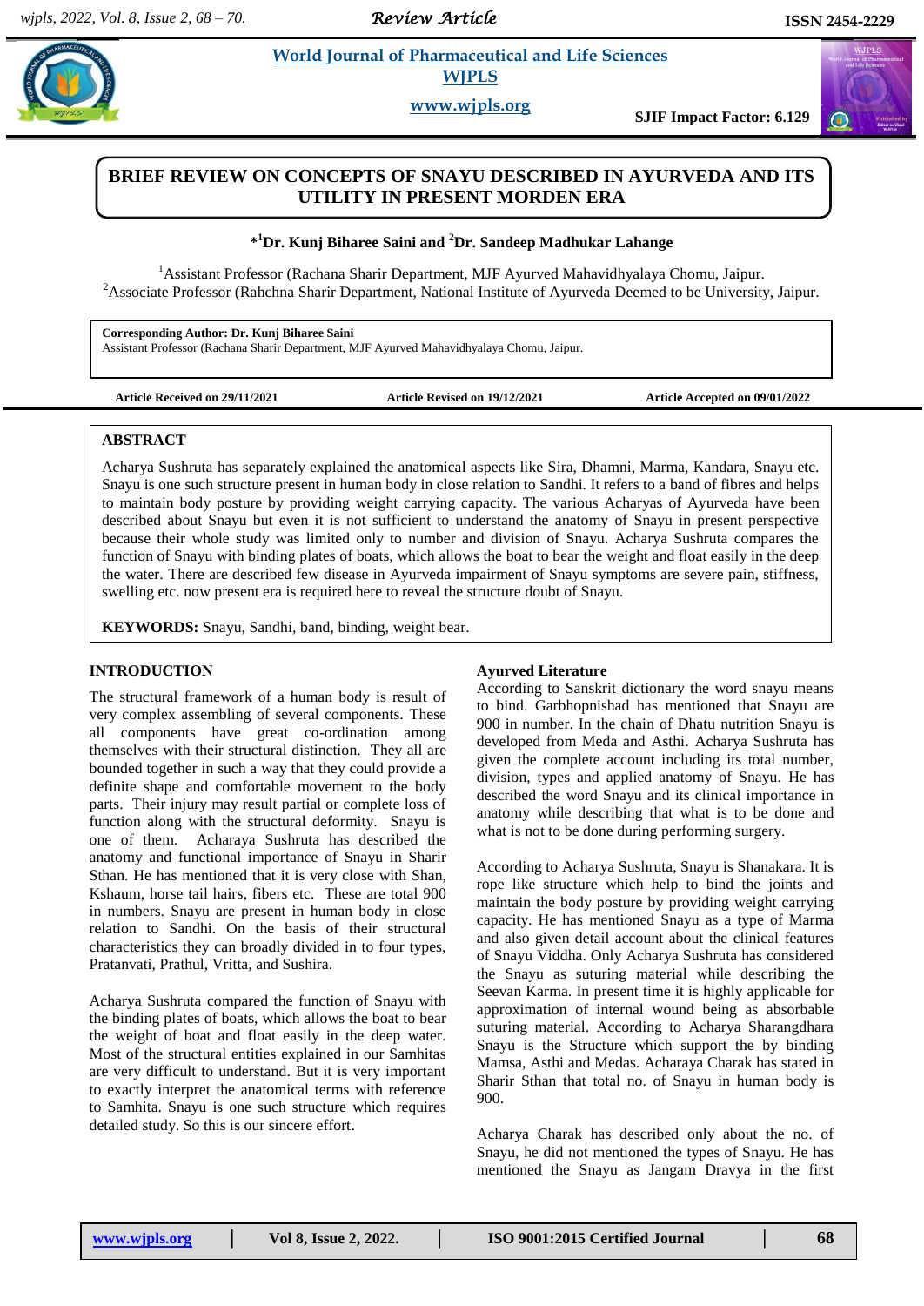# BRIEF REVIEW ON CONCEPTS OF SNAYU DESCRIBED IN AYURVEDA AND ITS UTILITY IN PRESENT MORDEN ERA

**\*[1]Dr. Kunj Biharee Saini and [2]Dr. Sandeep Madhukar Lahange**

[1]Assistant Professor (Rachana Sharir Department, MJF Ayurved Mahavidhyalaya Chomu, Jaipur.
[2]Associate Professor (Rahchna Sharir Department, National Institute of Ayurveda Deemed to be University, Jaipur.

**Corresponding Author: Dr. Kunj Biharee Saini**
Assistant Professor (Rachana Sharir Department, MJF Ayurved Mahavidhyalaya Chomu, Jaipur.

**Article Received on 29/11/2021** **Article Revised on 19/12/2021** **Article Accepted on 09/01/2022**

## ABSTRACT

Acharya Sushruta has separately explained the anatomical aspects like Sira, Dhamni, Marma, Kandara, Snayu etc. Snayu is one such structure present in human body in close relation to Sandhi. It refers to a band of fibres and helps to maintain body posture by providing weight carrying capacity. The various Acharyas of Ayurveda have been described about Snayu but even it is not sufficient to understand the anatomy of Snayu in present perspective because their whole study was limited only to number and division of Snayu. Acharya Sushruta compares the function of Snayu with binding plates of boats, which allows the boat to bear the weight and float easily in the deep the water. There are described few disease in Ayurveda impairment of Snayu symptoms are severe pain, stiffness, swelling etc. now present era is required here to reveal the structure doubt of Snayu.

**KEYWORDS:** Snayu, Sandhi, band, binding, weight bear.

## INTRODUCTION

The structural framework of a human body is result of very complex assembling of several components. These all components have great co-ordination among themselves with their structural distinction. They all are bounded together in such a way that they could provide a definite shape and comfortable movement to the body parts. Their injury may result partial or complete loss of function along with the structural deformity. Snayu is one of them. Acharaya Sushruta has described the anatomy and functional importance of Snayu in Sharir Sthan. He has mentioned that it is very close with Shan, Kshaum, horse tail hairs, fibers etc. These are total 900 in numbers. Snayu are present in human body in close relation to Sandhi. On the basis of their structural characteristics they can broadly divided in to four types, Pratanvati, Prathul, Vritta, and Sushira.

Acharya Sushruta compared the function of Snayu with the binding plates of boats, which allows the boat to bear the weight of boat and float easily in the deep water. Most of the structural entities explained in our Samhitas are very difficult to understand. But it is very important to exactly interpret the anatomical terms with reference to Samhita. Snayu is one such structure which requires detailed study. So this is our sincere effort.

### Ayurved Literature

According to Sanskrit dictionary the word snayu means to bind. Garbhopnishad has mentioned that Snayu are 900 in number. In the chain of Dhatu nutrition Snayu is developed from Meda and Asthi. Acharya Sushruta has given the complete account including its total number, division, types and applied anatomy of Snayu. He has described the word Snayu and its clinical importance in anatomy while describing that what is to be done and what is not to be done during performing surgery.

According to Acharya Sushruta, Snayu is Shanakara. It is rope like structure which help to bind the joints and maintain the body posture by providing weight carrying capacity. He has mentioned Snayu as a type of Marma and also given detail account about the clinical features of Snayu Viddha. Only Acharya Sushruta has considered the Snayu as suturing material while describing the Seevan Karma. In present time it is highly applicable for approximation of internal wound being as absorbable suturing material. According to Acharya Sharangdhara Snayu is the Structure which support the by binding Mamsa, Asthi and Medas. Acharaya Charak has stated in Sharir Sthan that total no. of Snayu in human body is 900.

Acharya Charak has described only about the no. of Snayu, he did not mentioned the types of Snayu. He has mentioned the Snayu as Jangam Dravya in the first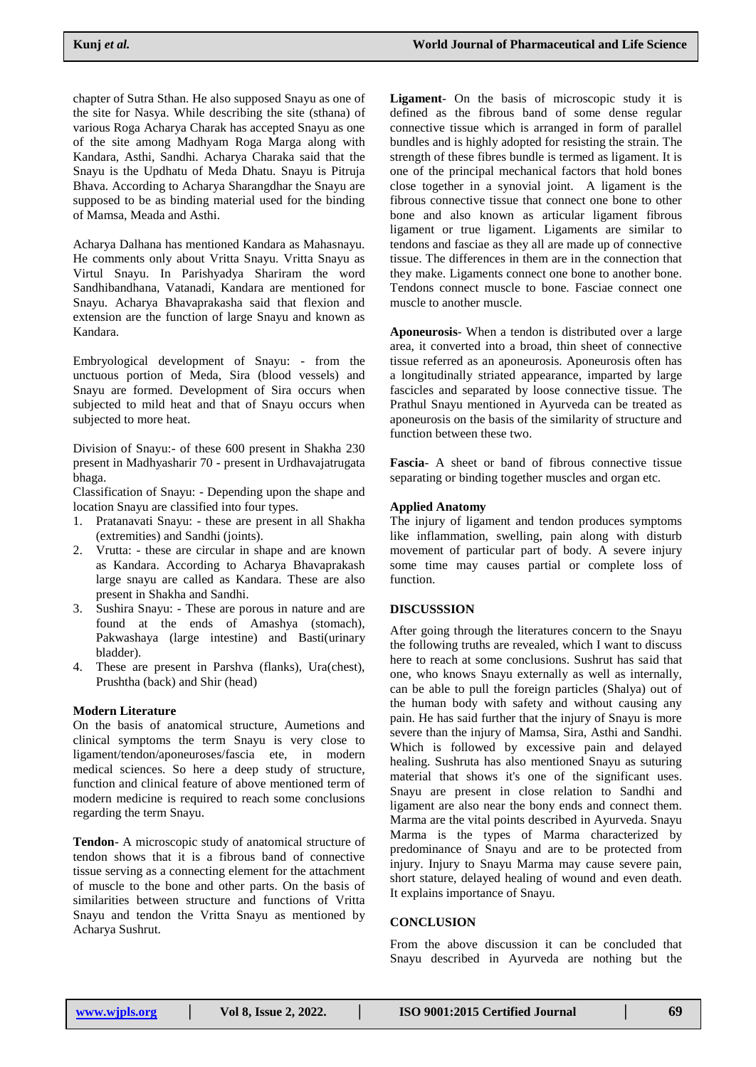chapter of Sutra Sthan. He also supposed Snayu as one of the site for Nasya. While describing the site (sthana) of various Roga Acharya Charak has accepted Snayu as one of the site among Madhyam Roga Marga along with Kandara, Asthi, Sandhi. Acharya Charaka said that the Snayu is the Updhatu of Meda Dhatu. Snayu is Pitruja Bhava. According to Acharya Sharangdhar the Snayu are supposed to be as binding material used for the binding of Mamsa, Meada and Asthi.

Acharya Dalhana has mentioned Kandara as Mahasnayu. He comments only about Vritta Snayu. Vritta Snayu as Virtul Snayu. In Parishyadya Shariram the word Sandhibandhana, Vatanadi, Kandara are mentioned for Snayu. Acharya Bhavaprakasha said that flexion and extension are the function of large Snayu and known as Kandara.

Embryological development of Snayu: - from the unctuous portion of Meda, Sira (blood vessels) and Snayu are formed. Development of Sira occurs when subjected to mild heat and that of Snayu occurs when subjected to more heat.

Division of Snayu:- of these 600 present in Shakha 230 present in Madhyasharir 70 - present in Urdhavajatrugata bhaga.

Classification of Snayu: - Depending upon the shape and location Snayu are classified into four types.

1. Pratanavati Snayu: - these are present in all Shakha (extremities) and Sandhi (joints).
2. Vrutta: - these are circular in shape and are known as Kandara. According to Acharya Bhavaprakash large snayu are called as Kandara. These are also present in Shakha and Sandhi.
3. Sushira Snayu: - These are porous in nature and are found at the ends of Amashya (stomach), Pakwashaya (large intestine) and Basti(urinary bladder).
4. These are present in Parshva (flanks), Ura(chest), Prushtha (back) and Shir (head)

### Modern Literature

On the basis of anatomical structure, Aumetions and clinical symptoms the term Snayu is very close to ligament/tendon/aponeuroses/fascia ete, in modern medical sciences. So here a deep study of structure, function and clinical feature of above mentioned term of modern medicine is required to reach some conclusions regarding the term Snayu.

**Tendon**- A microscopic study of anatomical structure of tendon shows that it is a fibrous band of connective tissue serving as a connecting element for the attachment of muscle to the bone and other parts. On the basis of similarities between structure and functions of Vritta Snayu and tendon the Vritta Snayu as mentioned by Acharya Sushrut.

**Ligament**- On the basis of microscopic study it is defined as the fibrous band of some dense regular connective tissue which is arranged in form of parallel bundles and is highly adopted for resisting the strain. The strength of these fibres bundle is termed as ligament. It is one of the principal mechanical factors that hold bones close together in a synovial joint. A ligament is the fibrous connective tissue that connect one bone to other bone and also known as articular ligament fibrous ligament or true ligament. Ligaments are similar to tendons and fasciae as they all are made up of connective tissue. The differences in them are in the connection that they make. Ligaments connect one bone to another bone. Tendons connect muscle to bone. Fasciae connect one muscle to another muscle.

**Aponeurosis**- When a tendon is distributed over a large area, it converted into a broad, thin sheet of connective tissue referred as an aponeurosis. Aponeurosis often has a longitudinally striated appearance, imparted by large fascicles and separated by loose connective tissue. The Prathul Snayu mentioned in Ayurveda can be treated as aponeurosis on the basis of the similarity of structure and function between these two.

**Fascia**- A sheet or band of fibrous connective tissue separating or binding together muscles and organ etc.

### Applied Anatomy

The injury of ligament and tendon produces symptoms like inflammation, swelling, pain along with disturb movement of particular part of body. A severe injury some time may causes partial or complete loss of function.

## DISCUSSSION

After going through the literatures concern to the Snayu the following truths are revealed, which I want to discuss here to reach at some conclusions. Sushrut has said that one, who knows Snayu externally as well as internally, can be able to pull the foreign particles (Shalya) out of the human body with safety and without causing any pain. He has said further that the injury of Snayu is more severe than the injury of Mamsa, Sira, Asthi and Sandhi. Which is followed by excessive pain and delayed healing. Sushruta has also mentioned Snayu as suturing material that shows it's one of the significant uses. Snayu are present in close relation to Sandhi and ligament are also near the bony ends and connect them. Marma are the vital points described in Ayurveda. Snayu Marma is the types of Marma characterized by predominance of Snayu and are to be protected from injury. Injury to Snayu Marma may cause severe pain, short stature, delayed healing of wound and even death. It explains importance of Snayu.

## CONCLUSION

From the above discussion it can be concluded that Snayu described in Ayurveda are nothing but the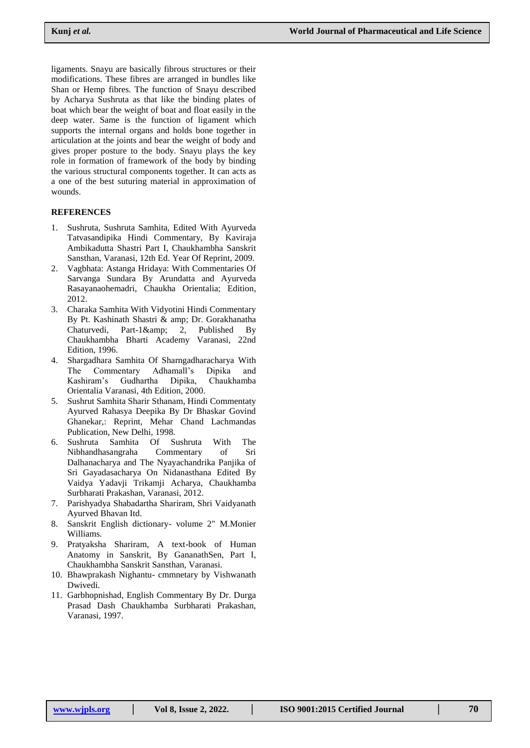ligaments. Snayu are basically fibrous structures or their modifications. These fibres are arranged in bundles like Shan or Hemp fibres. The function of Snayu described by Acharya Sushruta as that like the binding plates of boat which bear the weight of boat and float easily in the deep water. Same is the function of ligament which supports the internal organs and holds bone together in articulation at the joints and bear the weight of body and gives proper posture to the body. Snayu plays the key role in formation of framework of the body by binding the various structural components together. It can acts as a one of the best suturing material in approximation of wounds.

## REFERENCES

1. Sushruta, Sushruta Samhita, Edited With Ayurveda Tatvasandipika Hindi Commentary, By Kaviraja Ambikadutta Shastri Part I, Chaukhambha Sanskrit Sansthan, Varanasi, 12th Ed. Year Of Reprint, 2009.
2. Vagbhata: Astanga Hridaya: With Commentaries Of Sarvanga Sundara By Arundatta and Ayurveda Rasayanaohemadri, Chaukha Orientalia; Edition, 2012.
3. Charaka Samhita With Vidyotini Hindi Commentary By Pt. Kashinath Shastri & amp; Dr. Gorakhanatha Chaturvedi, Part-1&amp; 2, Published By Chaukhambha Bharti Academy Varanasi, 22nd Edition, 1996.
4. Shargadhara Samhita Of Sharngadharacharya With The Commentary Adhamall's Dipika and Kashiram's Gudhartha Dipika, Chaukhamba Orientalia Varanasi, 4th Edition, 2000.
5. Sushrut Samhita Sharir Sthanam, Hindi Commentaty Ayurved Rahasya Deepika By Dr Bhaskar Govind Ghanekar,: Reprint, Mehar Chand Lachmandas Publication, New Delhi, 1998.
6. Sushruta Samhita Of Sushruta With The Nibhandhasangraha Commentary of Sri Dalhanacharya and The Nyayachandrika Panjika of Sri Gayadasacharya On Nidanasthana Edited By Vaidya Yadavji Trikamji Acharya, Chaukhamba Surbharati Prakashan, Varanasi, 2012.
7. Parishyadya Shabadartha Shariram, Shri Vaidyanath Ayurved Bhavan ltd.
8. Sanskrit English dictionary- volume 2" M.Monier Williams.
9. Pratyaksha Shariram, A text-book of Human Anatomy in Sanskrit, By GananathSen, Part I, Chaukhambha Sanskrit Sansthan, Varanasi.
10. Bhawprakash Nighantu- cmmnetary by Vishwanath Dwivedi.
11. Garbhopnishad, English Commentary By Dr. Durga Prasad Dash Chaukhamba Surbharati Prakashan, Varanasi, 1997.